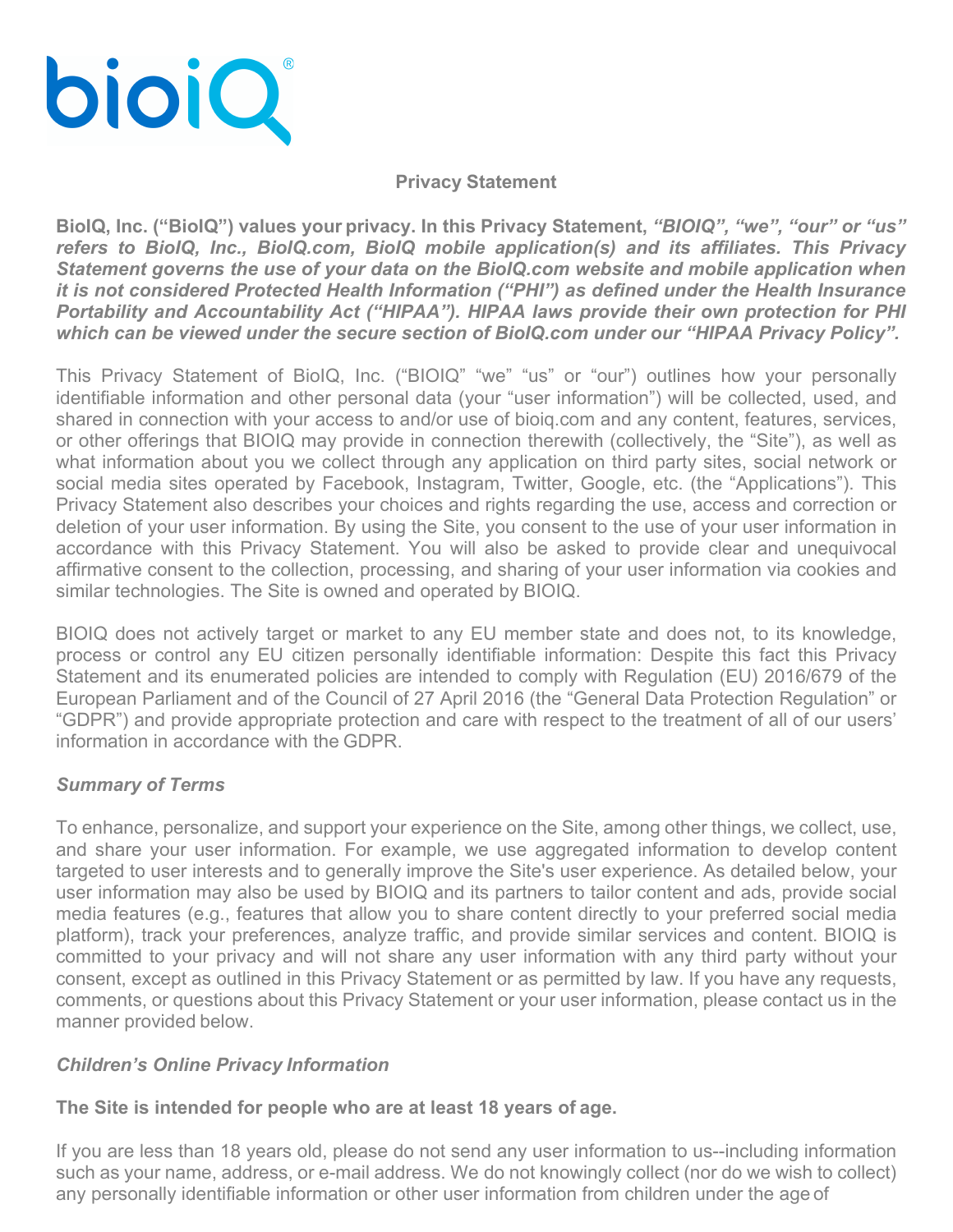# Privacy Statement

**BioIQ, Inc. ("BioIQ") values your privacy. In this Privacy Statement, *"BIOIQ", "we", "our" or "us" refers to BioIQ, Inc., BioIQ.com, BioIQ mobile application(s) and its affiliates. This Privacy Statement governs the use of your data on the BioIQ.com website and mobile application when it is not considered Protected Health Information ("PHI") as defined under the Health Insurance Portability and Accountability Act ("HIPAA"). HIPAA laws provide their own protection for PHI which can be viewed under the secure section of BioIQ.com under our "HIPAA Privacy Policy".***

This Privacy Statement of BioIQ, Inc. ("BIOIQ" "we" "us" or "our") outlines how your personally identifiable information and other personal data (your "user information") will be collected, used, and shared in connection with your access to and/or use of bioiq.com and any content, features, services, or other offerings that BIOIQ may provide in connection therewith (collectively, the "Site"), as well as what information about you we collect through any application on third party sites, social network or social media sites operated by Facebook, Instagram, Twitter, Google, etc. (the "Applications"). This Privacy Statement also describes your choices and rights regarding the use, access and correction or deletion of your user information. By using the Site, you consent to the use of your user information in accordance with this Privacy Statement. You will also be asked to provide clear and unequivocal affirmative consent to the collection, processing, and sharing of your user information via cookies and similar technologies. The Site is owned and operated by BIOIQ.

BIOIQ does not actively target or market to any EU member state and does not, to its knowledge, process or control any EU citizen personally identifiable information: Despite this fact this Privacy Statement and its enumerated policies are intended to comply with Regulation (EU) 2016/679 of the European Parliament and of the Council of 27 April 2016 (the "General Data Protection Regulation" or "GDPR") and provide appropriate protection and care with respect to the treatment of all of our users' information in accordance with the GDPR.

### *Summary of Terms*

To enhance, personalize, and support your experience on the Site, among other things, we collect, use, and share your user information. For example, we use aggregated information to develop content targeted to user interests and to generally improve the Site's user experience. As detailed below, your user information may also be used by BIOIQ and its partners to tailor content and ads, provide social media features (e.g., features that allow you to share content directly to your preferred social media platform), track your preferences, analyze traffic, and provide similar services and content. BIOIQ is committed to your privacy and will not share any user information with any third party without your consent, except as outlined in this Privacy Statement or as permitted by law. If you have any requests, comments, or questions about this Privacy Statement or your user information, please contact us in the manner provided below.

### *Children's Online Privacy Information*

**The Site is intended for people who are at least 18 years of age.**

If you are less than 18 years old, please do not send any user information to us--including information such as your name, address, or e-mail address. We do not knowingly collect (nor do we wish to collect) any personally identifiable information or other user information from children under the age of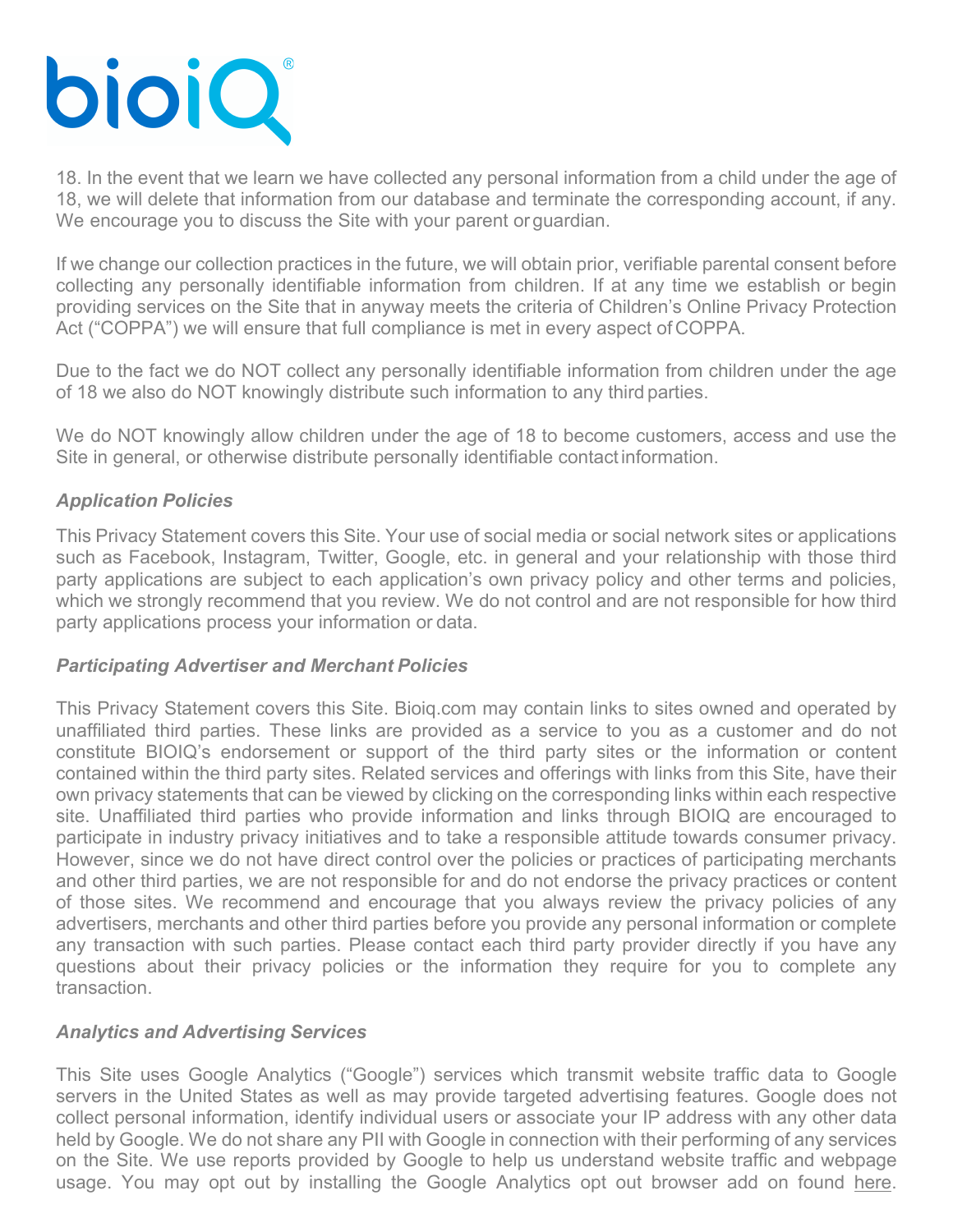18. In the event that we learn we have collected any personal information from a child under the age of 18, we will delete that information from our database and terminate the corresponding account, if any. We encourage you to discuss the Site with your parent or guardian.

If we change our collection practices in the future, we will obtain prior, verifiable parental consent before collecting any personally identifiable information from children. If at any time we establish or begin providing services on the Site that in anyway meets the criteria of Children's Online Privacy Protection Act ("COPPA") we will ensure that full compliance is met in every aspect of COPPA.

Due to the fact we do NOT collect any personally identifiable information from children under the age of 18 we also do NOT knowingly distribute such information to any third parties.

We do NOT knowingly allow children under the age of 18 to become customers, access and use the Site in general, or otherwise distribute personally identifiable contact information.

***Application Policies***

This Privacy Statement covers this Site. Your use of social media or social network sites or applications such as Facebook, Instagram, Twitter, Google, etc. in general and your relationship with those third party applications are subject to each application's own privacy policy and other terms and policies, which we strongly recommend that you review. We do not control and are not responsible for how third party applications process your information or data.

***Participating Advertiser and Merchant Policies***

This Privacy Statement covers this Site. Bioiq.com may contain links to sites owned and operated by unaffiliated third parties. These links are provided as a service to you as a customer and do not constitute BIOIQ's endorsement or support of the third party sites or the information or content contained within the third party sites. Related services and offerings with links from this Site, have their own privacy statements that can be viewed by clicking on the corresponding links within each respective site. Unaffiliated third parties who provide information and links through BIOIQ are encouraged to participate in industry privacy initiatives and to take a responsible attitude towards consumer privacy. However, since we do not have direct control over the policies or practices of participating merchants and other third parties, we are not responsible for and do not endorse the privacy practices or content of those sites. We recommend and encourage that you always review the privacy policies of any advertisers, merchants and other third parties before you provide any personal information or complete any transaction with such parties. Please contact each third party provider directly if you have any questions about their privacy policies or the information they require for you to complete any transaction.

***Analytics and Advertising Services***

This Site uses Google Analytics ("Google") services which transmit website traffic data to Google servers in the United States as well as may provide targeted advertising features. Google does not collect personal information, identify individual users or associate your IP address with any other data held by Google. We do not share any PII with Google in connection with their performing of any services on the Site. We use reports provided by Google to help us understand website traffic and webpage usage. You may opt out by installing the Google Analytics opt out browser add on found here.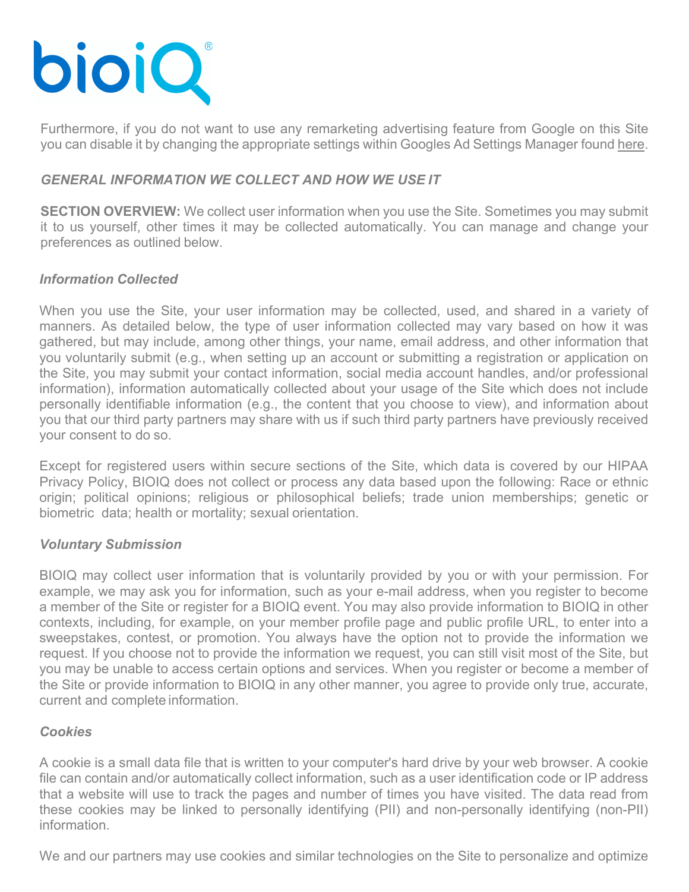Furthermore, if you do not want to use any remarketing advertising feature from Google on this Site you can disable it by changing the appropriate settings within Googles Ad Settings Manager found here.

### *GENERAL INFORMATION WE COLLECT AND HOW WE USE IT*

**SECTION OVERVIEW:** We collect user information when you use the Site. Sometimes you may submit it to us yourself, other times it may be collected automatically. You can manage and change your preferences as outlined below.

#### *Information Collected*

When you use the Site, your user information may be collected, used, and shared in a variety of manners. As detailed below, the type of user information collected may vary based on how it was gathered, but may include, among other things, your name, email address, and other information that you voluntarily submit (e.g., when setting up an account or submitting a registration or application on the Site, you may submit your contact information, social media account handles, and/or professional information), information automatically collected about your usage of the Site which does not include personally identifiable information (e.g., the content that you choose to view), and information about you that our third party partners may share with us if such third party partners have previously received your consent to do so.

Except for registered users within secure sections of the Site, which data is covered by our HIPAA Privacy Policy, BIOIQ does not collect or process any data based upon the following: Race or ethnic origin; political opinions; religious or philosophical beliefs; trade union memberships; genetic or biometric data; health or mortality; sexual orientation.

#### *Voluntary Submission*

BIOIQ may collect user information that is voluntarily provided by you or with your permission. For example, we may ask you for information, such as your e-mail address, when you register to become a member of the Site or register for a BIOIQ event. You may also provide information to BIOIQ in other contexts, including, for example, on your member profile page and public profile URL, to enter into a sweepstakes, contest, or promotion. You always have the option not to provide the information we request. If you choose not to provide the information we request, you can still visit most of the Site, but you may be unable to access certain options and services. When you register or become a member of the Site or provide information to BIOIQ in any other manner, you agree to provide only true, accurate, current and complete information.

#### *Cookies*

A cookie is a small data file that is written to your computer's hard drive by your web browser. A cookie file can contain and/or automatically collect information, such as a user identification code or IP address that a website will use to track the pages and number of times you have visited. The data read from these cookies may be linked to personally identifying (PII) and non-personally identifying (non-PII) information.

We and our partners may use cookies and similar technologies on the Site to personalize and optimize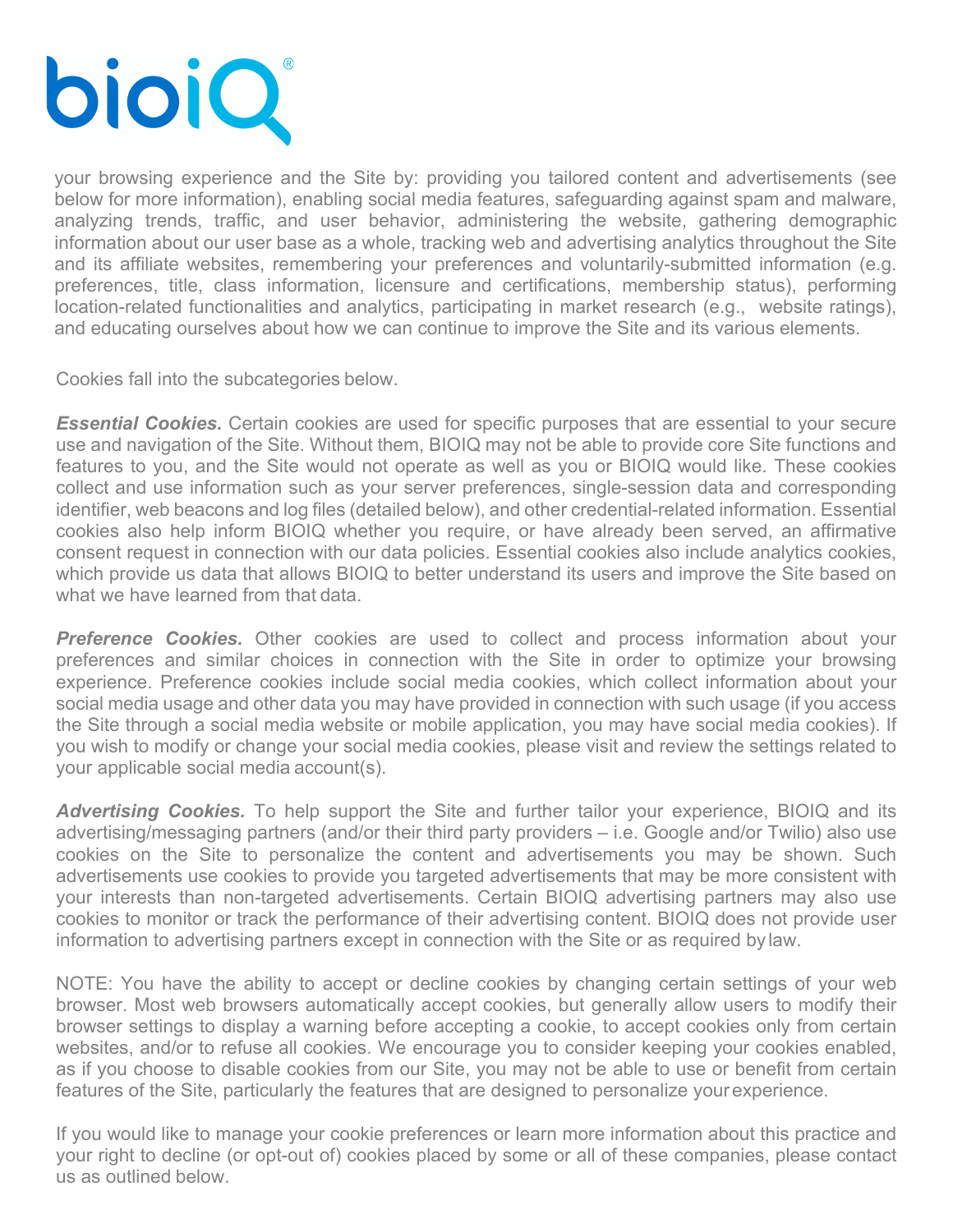your browsing experience and the Site by: providing you tailored content and advertisements (see below for more information), enabling social media features, safeguarding against spam and malware, analyzing trends, traffic, and user behavior, administering the website, gathering demographic information about our user base as a whole, tracking web and advertising analytics throughout the Site and its affiliate websites, remembering your preferences and voluntarily-submitted information (e.g. preferences, title, class information, licensure and certifications, membership status), performing location-related functionalities and analytics, participating in market research (e.g., website ratings), and educating ourselves about how we can continue to improve the Site and its various elements.

Cookies fall into the subcategories below.

***Essential Cookies.*** Certain cookies are used for specific purposes that are essential to your secure use and navigation of the Site. Without them, BIOIQ may not be able to provide core Site functions and features to you, and the Site would not operate as well as you or BIOIQ would like. These cookies collect and use information such as your server preferences, single-session data and corresponding identifier, web beacons and log files (detailed below), and other credential-related information. Essential cookies also help inform BIOIQ whether you require, or have already been served, an affirmative consent request in connection with our data policies. Essential cookies also include analytics cookies, which provide us data that allows BIOIQ to better understand its users and improve the Site based on what we have learned from that data.

***Preference Cookies.*** Other cookies are used to collect and process information about your preferences and similar choices in connection with the Site in order to optimize your browsing experience. Preference cookies include social media cookies, which collect information about your social media usage and other data you may have provided in connection with such usage (if you access the Site through a social media website or mobile application, you may have social media cookies). If you wish to modify or change your social media cookies, please visit and review the settings related to your applicable social media account(s).

***Advertising Cookies.*** To help support the Site and further tailor your experience, BIOIQ and its advertising/messaging partners (and/or their third party providers – i.e. Google and/or Twilio) also use cookies on the Site to personalize the content and advertisements you may be shown. Such advertisements use cookies to provide you targeted advertisements that may be more consistent with your interests than non-targeted advertisements. Certain BIOIQ advertising partners may also use cookies to monitor or track the performance of their advertising content. BIOIQ does not provide user information to advertising partners except in connection with the Site or as required by law.

NOTE: You have the ability to accept or decline cookies by changing certain settings of your web browser. Most web browsers automatically accept cookies, but generally allow users to modify their browser settings to display a warning before accepting a cookie, to accept cookies only from certain websites, and/or to refuse all cookies. We encourage you to consider keeping your cookies enabled, as if you choose to disable cookies from our Site, you may not be able to use or benefit from certain features of the Site, particularly the features that are designed to personalize your experience.

If you would like to manage your cookie preferences or learn more information about this practice and your right to decline (or opt-out of) cookies placed by some or all of these companies, please contact us as outlined below.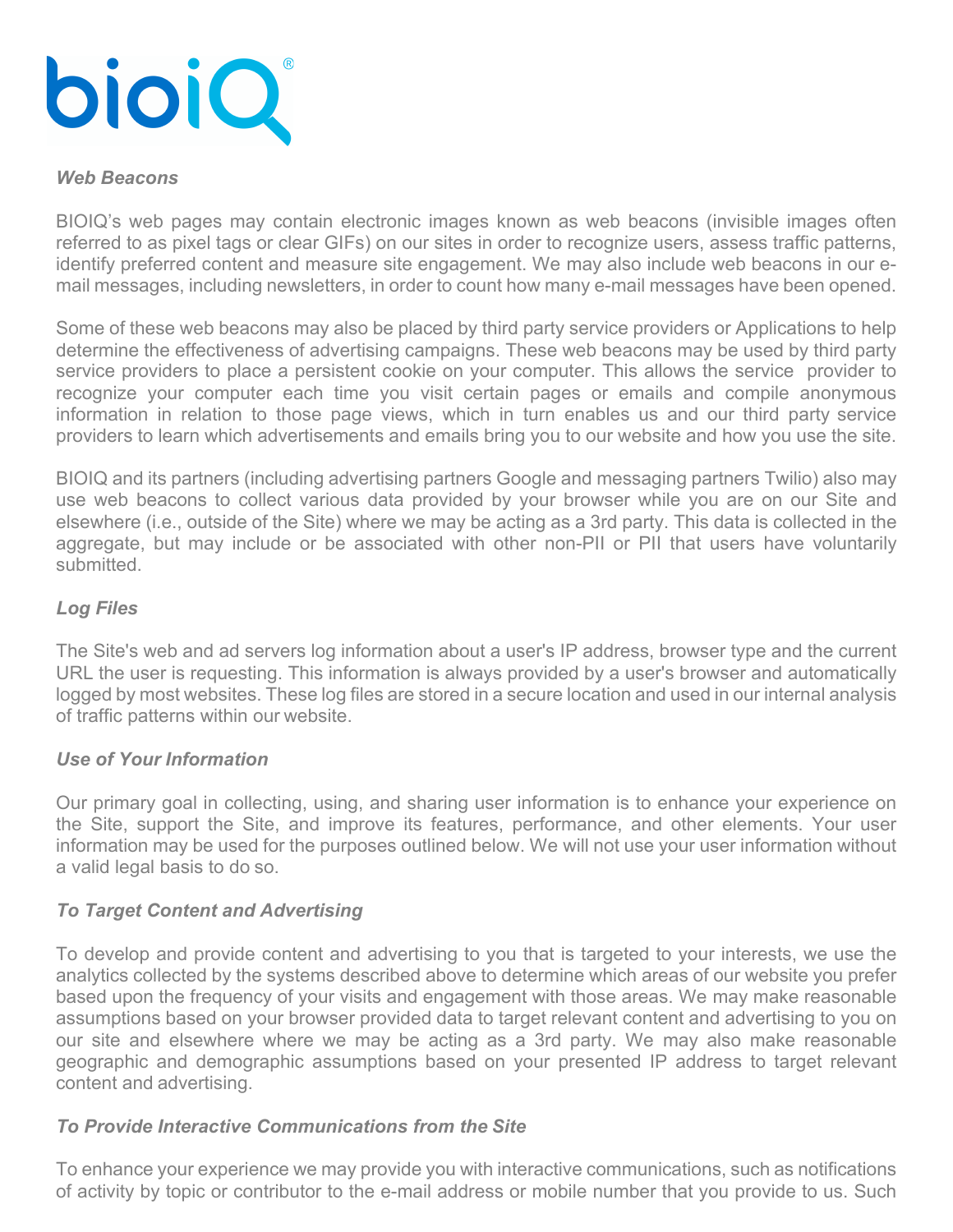### *Web Beacons*

BIOIQ's web pages may contain electronic images known as web beacons (invisible images often referred to as pixel tags or clear GIFs) on our sites in order to recognize users, assess traffic patterns, identify preferred content and measure site engagement. We may also include web beacons in our e-mail messages, including newsletters, in order to count how many e-mail messages have been opened.

Some of these web beacons may also be placed by third party service providers or Applications to help determine the effectiveness of advertising campaigns. These web beacons may be used by third party service providers to place a persistent cookie on your computer. This allows the service provider to recognize your computer each time you visit certain pages or emails and compile anonymous information in relation to those page views, which in turn enables us and our third party service providers to learn which advertisements and emails bring you to our website and how you use the site.

BIOIQ and its partners (including advertising partners Google and messaging partners Twilio) also may use web beacons to collect various data provided by your browser while you are on our Site and elsewhere (i.e., outside of the Site) where we may be acting as a 3rd party. This data is collected in the aggregate, but may include or be associated with other non-PII or PII that users have voluntarily submitted.

### *Log Files*

The Site's web and ad servers log information about a user's IP address, browser type and the current URL the user is requesting. This information is always provided by a user's browser and automatically logged by most websites. These log files are stored in a secure location and used in our internal analysis of traffic patterns within our website.

### *Use of Your Information*

Our primary goal in collecting, using, and sharing user information is to enhance your experience on the Site, support the Site, and improve its features, performance, and other elements. Your user information may be used for the purposes outlined below. We will not use your user information without a valid legal basis to do so.

### *To Target Content and Advertising*

To develop and provide content and advertising to you that is targeted to your interests, we use the analytics collected by the systems described above to determine which areas of our website you prefer based upon the frequency of your visits and engagement with those areas. We may make reasonable assumptions based on your browser provided data to target relevant content and advertising to you on our site and elsewhere where we may be acting as a 3rd party. We may also make reasonable geographic and demographic assumptions based on your presented IP address to target relevant content and advertising.

### *To Provide Interactive Communications from the Site*

To enhance your experience we may provide you with interactive communications, such as notifications of activity by topic or contributor to the e-mail address or mobile number that you provide to us. Such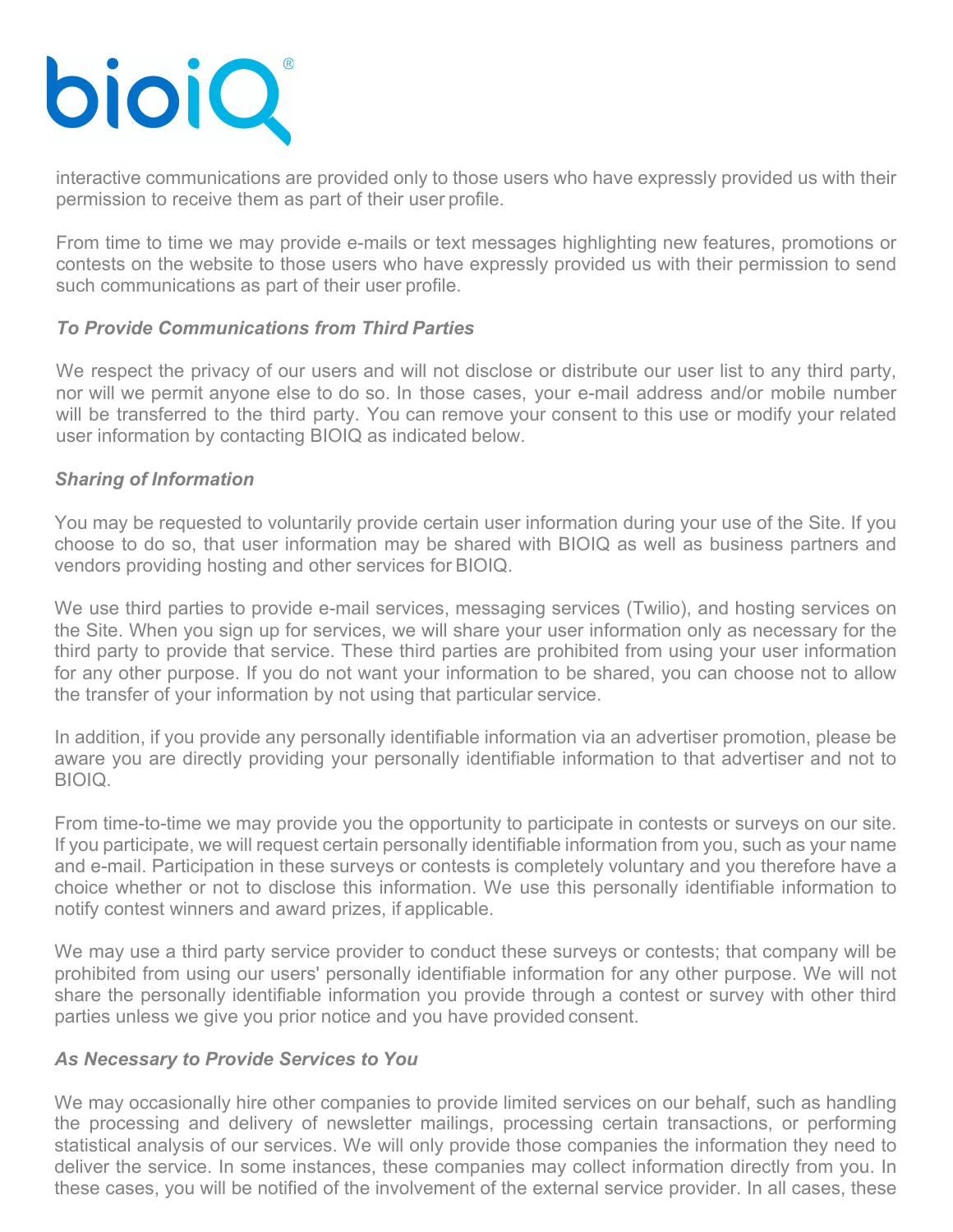interactive communications are provided only to those users who have expressly provided us with their permission to receive them as part of their user profile.

From time to time we may provide e-mails or text messages highlighting new features, promotions or contests on the website to those users who have expressly provided us with their permission to send such communications as part of their user profile.

***To Provide Communications from Third Parties***

We respect the privacy of our users and will not disclose or distribute our user list to any third party, nor will we permit anyone else to do so. In those cases, your e-mail address and/or mobile number will be transferred to the third party. You can remove your consent to this use or modify your related user information by contacting BIOIQ as indicated below.

***Sharing of Information***

You may be requested to voluntarily provide certain user information during your use of the Site. If you choose to do so, that user information may be shared with BIOIQ as well as business partners and vendors providing hosting and other services for BIOIQ.

We use third parties to provide e-mail services, messaging services (Twilio), and hosting services on the Site. When you sign up for services, we will share your user information only as necessary for the third party to provide that service. These third parties are prohibited from using your user information for any other purpose. If you do not want your information to be shared, you can choose not to allow the transfer of your information by not using that particular service.

In addition, if you provide any personally identifiable information via an advertiser promotion, please be aware you are directly providing your personally identifiable information to that advertiser and not to BIOIQ.

From time-to-time we may provide you the opportunity to participate in contests or surveys on our site. If you participate, we will request certain personally identifiable information from you, such as your name and e-mail. Participation in these surveys or contests is completely voluntary and you therefore have a choice whether or not to disclose this information. We use this personally identifiable information to notify contest winners and award prizes, if applicable.

We may use a third party service provider to conduct these surveys or contests; that company will be prohibited from using our users' personally identifiable information for any other purpose. We will not share the personally identifiable information you provide through a contest or survey with other third parties unless we give you prior notice and you have provided consent.

***As Necessary to Provide Services to You***

We may occasionally hire other companies to provide limited services on our behalf, such as handling the processing and delivery of newsletter mailings, processing certain transactions, or performing statistical analysis of our services. We will only provide those companies the information they need to deliver the service. In some instances, these companies may collect information directly from you. In these cases, you will be notified of the involvement of the external service provider. In all cases, these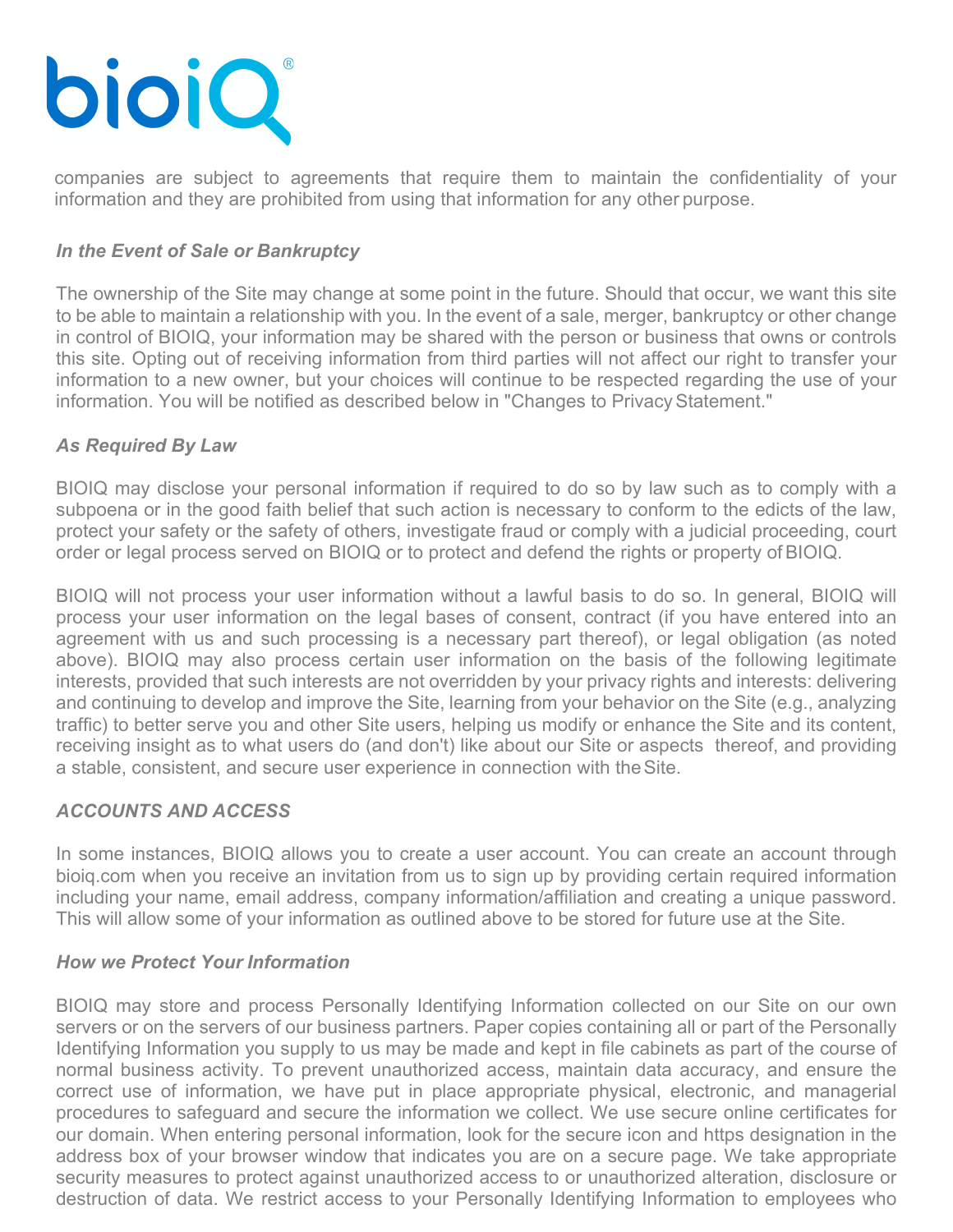companies are subject to agreements that require them to maintain the confidentiality of your information and they are prohibited from using that information for any other purpose.

### *In the Event of Sale or Bankruptcy*

The ownership of the Site may change at some point in the future. Should that occur, we want this site to be able to maintain a relationship with you. In the event of a sale, merger, bankruptcy or other change in control of BIOIQ, your information may be shared with the person or business that owns or controls this site. Opting out of receiving information from third parties will not affect our right to transfer your information to a new owner, but your choices will continue to be respected regarding the use of your information. You will be notified as described below in "Changes to Privacy Statement."

### *As Required By Law*

BIOIQ may disclose your personal information if required to do so by law such as to comply with a subpoena or in the good faith belief that such action is necessary to conform to the edicts of the law, protect your safety or the safety of others, investigate fraud or comply with a judicial proceeding, court order or legal process served on BIOIQ or to protect and defend the rights or property of BIOIQ.

BIOIQ will not process your user information without a lawful basis to do so. In general, BIOIQ will process your user information on the legal bases of consent, contract (if you have entered into an agreement with us and such processing is a necessary part thereof), or legal obligation (as noted above). BIOIQ may also process certain user information on the basis of the following legitimate interests, provided that such interests are not overridden by your privacy rights and interests: delivering and continuing to develop and improve the Site, learning from your behavior on the Site (e.g., analyzing traffic) to better serve you and other Site users, helping us modify or enhance the Site and its content, receiving insight as to what users do (and don't) like about our Site or aspects thereof, and providing a stable, consistent, and secure user experience in connection with the Site.

### *ACCOUNTS AND ACCESS*

In some instances, BIOIQ allows you to create a user account. You can create an account through bioiq.com when you receive an invitation from us to sign up by providing certain required information including your name, email address, company information/affiliation and creating a unique password. This will allow some of your information as outlined above to be stored for future use at the Site.

### *How we Protect Your Information*

BIOIQ may store and process Personally Identifying Information collected on our Site on our own servers or on the servers of our business partners. Paper copies containing all or part of the Personally Identifying Information you supply to us may be made and kept in file cabinets as part of the course of normal business activity. To prevent unauthorized access, maintain data accuracy, and ensure the correct use of information, we have put in place appropriate physical, electronic, and managerial procedures to safeguard and secure the information we collect. We use secure online certificates for our domain. When entering personal information, look for the secure icon and https designation in the address box of your browser window that indicates you are on a secure page. We take appropriate security measures to protect against unauthorized access to or unauthorized alteration, disclosure or destruction of data. We restrict access to your Personally Identifying Information to employees who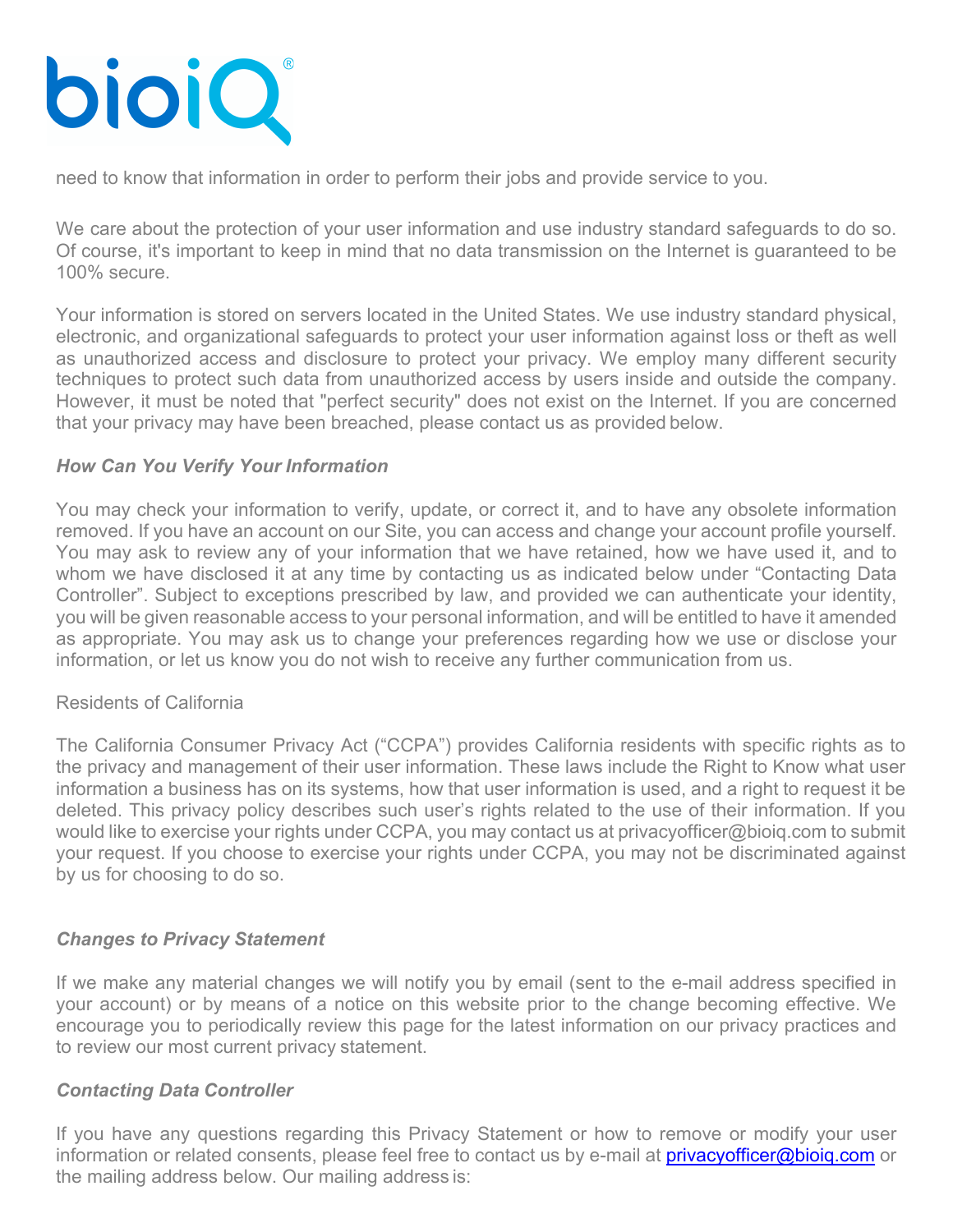need to know that information in order to perform their jobs and provide service to you.

We care about the protection of your user information and use industry standard safeguards to do so. Of course, it's important to keep in mind that no data transmission on the Internet is guaranteed to be 100% secure.

Your information is stored on servers located in the United States. We use industry standard physical, electronic, and organizational safeguards to protect your user information against loss or theft as well as unauthorized access and disclosure to protect your privacy. We employ many different security techniques to protect such data from unauthorized access by users inside and outside the company. However, it must be noted that "perfect security" does not exist on the Internet. If you are concerned that your privacy may have been breached, please contact us as provided below.

***How Can You Verify Your Information***

You may check your information to verify, update, or correct it, and to have any obsolete information removed. If you have an account on our Site, you can access and change your account profile yourself. You may ask to review any of your information that we have retained, how we have used it, and to whom we have disclosed it at any time by contacting us as indicated below under "Contacting Data Controller". Subject to exceptions prescribed by law, and provided we can authenticate your identity, you will be given reasonable access to your personal information, and will be entitled to have it amended as appropriate. You may ask us to change your preferences regarding how we use or disclose your information, or let us know you do not wish to receive any further communication from us.

Residents of California

The California Consumer Privacy Act ("CCPA") provides California residents with specific rights as to the privacy and management of their user information. These laws include the Right to Know what user information a business has on its systems, how that user information is used, and a right to request it be deleted. This privacy policy describes such user's rights related to the use of their information. If you would like to exercise your rights under CCPA, you may contact us at privacyofficer@bioiq.com to submit your request. If you choose to exercise your rights under CCPA, you may not be discriminated against by us for choosing to do so.

***Changes to Privacy Statement***

If we make any material changes we will notify you by email (sent to the e-mail address specified in your account) or by means of a notice on this website prior to the change becoming effective. We encourage you to periodically review this page for the latest information on our privacy practices and to review our most current privacy statement.

***Contacting Data Controller***

If you have any questions regarding this Privacy Statement or how to remove or modify your user information or related consents, please feel free to contact us by e-mail at privacyofficer@bioiq.com or the mailing address below. Our mailing address is: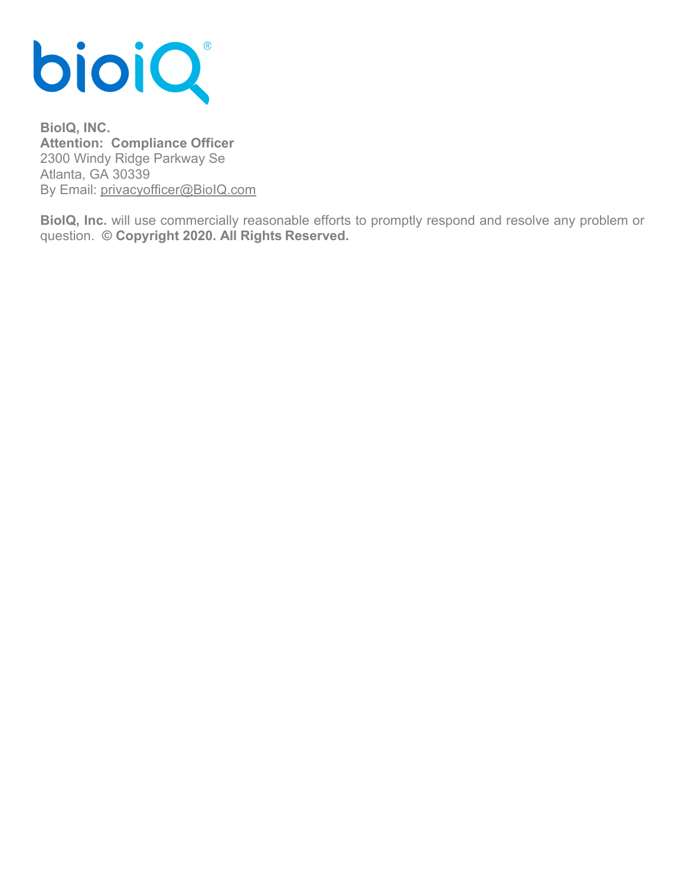**BioIQ, INC.**
**Attention: Compliance Officer**
2300 Windy Ridge Parkway Se
Atlanta, GA 30339
By Email: privacyofficer@BioIQ.com

**BioIQ, Inc.** will use commercially reasonable efforts to promptly respond and resolve any problem or question. **© Copyright 2020. All Rights Reserved.**